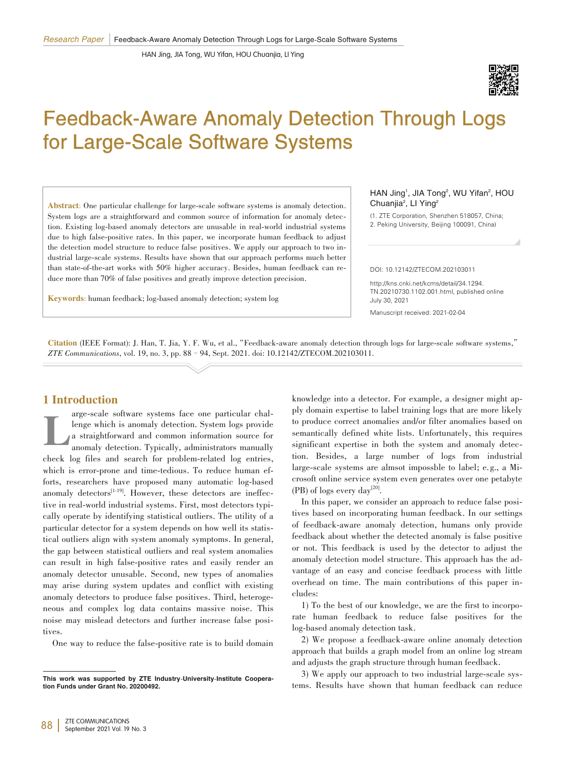# Feedback-Aware Anomaly Detection Through Logs for Large-Scale Software Systems

HAN Jing[1], JIA Tong[2], WU Yifan[2], HOU Chuanjia[2], LI Ying[2]

(1. ZTE Corporation, Shenzhen 518057, China;
2. Peking University, Beijing 100091, China)

**Abstract**: One particular challenge for large-scale software systems is anomaly detection. System logs are a straightforward and common source of information for anomaly detection. Existing log-based anomaly detectors are unusable in real-world industrial systems due to high false-positive rates. In this paper, we incorporate human feedback to adjust the detection model structure to reduce false positives. We apply our approach to two industrial large-scale systems. Results have shown that our approach performs much better than state-of-the-art works with 50% higher accuracy. Besides, human feedback can reduce more than 70% of false positives and greatly improve detection precision.

**Keywords**: human feedback; log-based anomaly detection; system log

DOI: 10.12142/ZTECOM.202103011

http://kns.cnki.net/kcms/detail/34.1294.TN.20210730.1102.001.html, published online July 30, 2021

Manuscript received: 2021-02-04

**Citation** (IEEE Format): J. Han, T. Jia, Y. F. Wu, et al., "Feedback-aware anomaly detection through logs for large-scale software systems," *ZTE Communications*, vol. 19, no. 3, pp. 88–94, Sept. 2021. doi: 10.12142/ZTECOM.202103011.

## 1 Introduction

Large-scale software systems face one particular challenge which is anomaly detection. System logs provide a straightforward and common information source for anomaly detection. Typically, administrators manually check log files and search for problem-related log entries, which is error-prone and time-tedious. To reduce human efforts, researchers have proposed many automatic log-based anomaly detectors[1-19]. However, these detectors are ineffective in real-world industrial systems. First, most detectors typically operate by identifying statistical outliers. The utility of a particular detector for a system depends on how well its statistical outliers align with system anomaly symptoms. In general, the gap between statistical outliers and real system anomalies can result in high false-positive rates and easily render an anomaly detector unusable. Second, new types of anomalies may arise during system updates and conflict with existing anomaly detectors to produce false positives. Third, heterogeneous and complex log data contains massive noise. This noise may mislead detectors and further increase false positives.

One way to reduce the false-positive rate is to build domain knowledge into a detector. For example, a designer might apply domain expertise to label training logs that are more likely to produce correct anomalies and/or filter anomalies based on semantically defined white lists. Unfortunately, this requires significant expertise in both the system and anomaly detection. Besides, a large number of logs from industrial large-scale systems are almsot impossble to label; e.g., a Micrsoft online service system even generates over one petabyte (PB) of logs every day[20].

In this paper, we consider an approach to reduce false positives based on incorporating human feedback. In our settings of feedback-aware anomaly detection, humans only provide feedback about whether the detected anomaly is false positive or not. This feedback is used by the detector to adjust the anomaly detection model structure. This approach has the advantage of an easy and concise feedback process with little overhead on time. The main contributions of this paper includes:

1) To the best of our knowledge, we are the first to incorporate human feedback to reduce false positives for the log-based anomaly detection task.

2) We propose a feedback-aware online anomaly detection approach that builds a graph model from an online log stream and adjusts the graph structure through human feedback.

3) We apply our approach to two industrial large-scale systems. Results have shown that human feedback can reduce

---

**This work was supported by ZTE Industry-University-Institute Cooperation Funds under Grant No. 20200492.**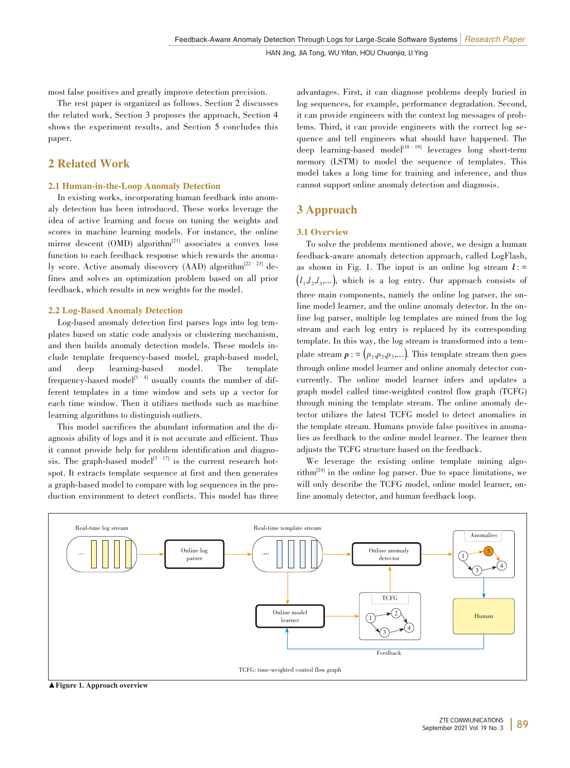most false positives and greatly improve detection precision.

The rest paper is organized as follows. Section 2 discusses the related work, Section 3 proposes the approach, Section 4 shows the experiment results, and Section 5 concludes this paper.

## 2 Related Work

### 2.1 Human-in-the-Loop Anomaly Detection

In existing works, incorporating human feedback into anomaly detection has been introduced. These works leverage the idea of active learning and focus on tuning the weights and scores in machine learning models. For instance, the online mirror descent (OMD) algorithm[21] associates a convex loss function to each feedback response which rewards the anomaly score. Active anomaly discovery (AAD) algorithm[22–23] defines and solves an optimization problem based on all prior feedback, which results in new weights for the model.

### 2.2 Log-Based Anomaly Detection

Log-based anomaly detection first parses logs into log templates based on static code analysis or clustering mechanism, and then builds anomaly detection models. These models include template frequency-based model, graph-based model, and deep learning-based model. The template frequency-based model[1–4] usually counts the number of different templates in a time window and sets up a vector for each time window. Then it utilizes methods such as machine learning algorithms to distinguish outliers.

This model sacrifices the abundant information and the diagnosis ability of logs and it is not accurate and efficient. Thus it cannot provide help for problem identification and diagnosis. The graph-based model[5–17] is the current research hotspot. It extracts template sequence at first and then generates a graph-based model to compare with log sequences in the production environment to detect conflicts. This model has three advantages. First, it can diagnose problems deeply buried in log sequences, for example, performance degradation. Second, it can provide engineers with the context log messages of problems. Third, it can provide engineers with the correct log sequence and tell engineers what should have happened. The deep learning-based model[18–19] leverages long short-term memory (LSTM) to model the sequence of templates. This model takes a long time for training and inference, and thus cannot support online anomaly detection and diagnosis.

## 3 Approach

### 3.1 Overview

To solve the problems mentioned above, we design a human feedback-aware anomaly detection approach, called LogFlash, as shown in Fig. 1. The input is an online log stream $\boldsymbol{l} := (l_1, l_2, l_3, \ldots)$, which is a log entry. Our approach consists of three main components, namely the online log parser, the online model learner, and the online anomaly detector. In the online log parser, multiple log templates are mined from the log stream and each log entry is replaced by its corresponding template. In this way, the log stream is transformed into a template stream $\boldsymbol{p} := (p_1, p_2, p_3, \ldots)$. This template stream then goes through online model learner and online anomaly detector concurrently. The online model learner infers and updates a graph model called time-weighted control flow graph (TCFG) through mining the template stream. The online anomaly detector utilizes the latest TCFG model to detect anomalies in the template stream. Humans provide false positives in anomalies as feedback to the online model learner. The learner then adjusts the TCFG structure based on the feedback.

We leverage the existing online template mining algorithm[24] in the online log parser. Due to space limitations, we will only describe the TCFG model, online model learner, online anomaly detector, and human feedback loop.

Real-time log stream · Online log parser · Real-time template stream · Online anomaly detector · Anomalies · Online model learner · TCFG · Human · Feedback

TCFG: time-weighted control flow graph

▲Figure 1. Approach overview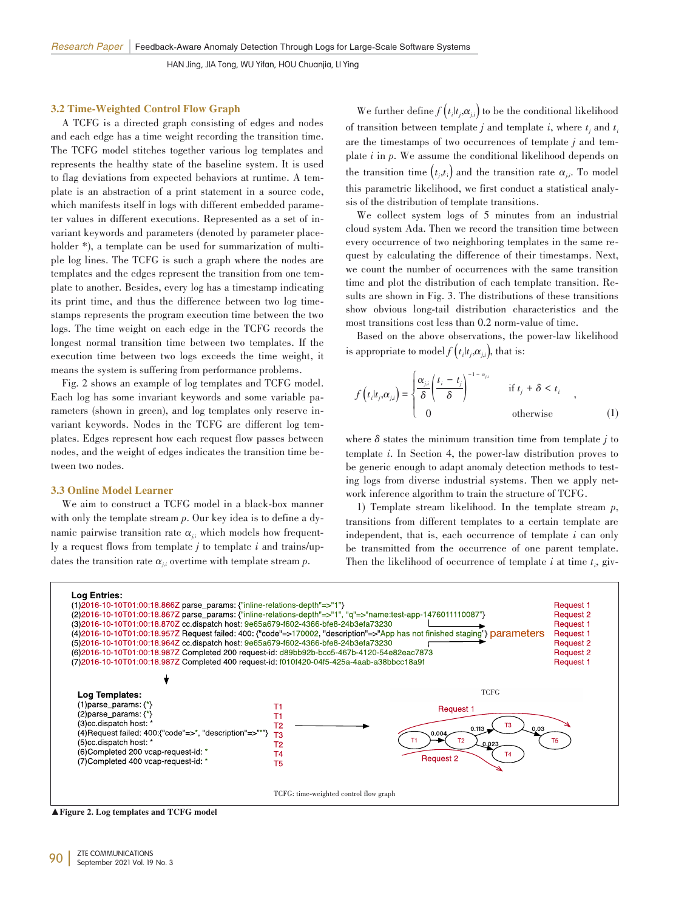### 3.2 Time-Weighted Control Flow Graph

A TCFG is a directed graph consisting of edges and nodes and each edge has a time weight recording the transition time. The TCFG model stitches together various log templates and represents the healthy state of the baseline system. It is used to flag deviations from expected behaviors at runtime. A template is an abstraction of a print statement in a source code, which manifests itself in logs with different embedded parameter values in different executions. Represented as a set of invariant keywords and parameters (denoted by parameter placeholder *), a template can be used for summarization of multiple log lines. The TCFG is such a graph where the nodes are templates and the edges represent the transition from one template to another. Besides, every log has a timestamp indicating its print time, and thus the difference between two log timestamps represents the program execution time between the two logs. The time weight on each edge in the TCFG records the longest normal transition time between two templates. If the execution time between two logs exceeds the time weight, it means the system is suffering from performance problems.

Fig. 2 shows an example of log templates and TCFG model. Each log has some invariant keywords and some variable parameters (shown in green), and log templates only reserve invariant keywords. Nodes in the TCFG are different log templates. Edges represent how each request flow passes between nodes, and the weight of edges indicates the transition time between two nodes.

### 3.3 Online Model Learner

We aim to construct a TCFG model in a black-box manner with only the template stream $p$. Our key idea is to define a dynamic pairwise transition rate $\alpha_{j,i}$ which models how frequently a request flows from template $j$ to template $i$ and trains/updates the transition rate $\alpha_{j,i}$ overtime with template stream $p$.

We further define $f\left(t_i|t_j,\alpha_{j,i}\right)$ to be the conditional likelihood of transition between template $j$ and template $i$, where $t_j$ and $t_i$ are the timestamps of two occurrences of template $j$ and template $i$ in $p$. We assume the conditional likelihood depends on the transition time $\left(t_j,t_i\right)$ and the transition rate $\alpha_{j,i}$. To model this parametric likelihood, we first conduct a statistical analysis of the distribution of template transitions.

We collect system logs of 5 minutes from an industrial cloud system Ada. Then we record the transition time between every occurrence of two neighboring templates in the same request by calculating the difference of their timestamps. Next, we count the number of occurrences with the same transition time and plot the distribution of each template transition. Results are shown in Fig. 3. The distributions of these transitions show obvious long-tail distribution characteristics and the most transitions cost less than 0.2 norm-value of time.

Based on the above observations, the power-law likelihood is appropriate to model $f\left(t_i|t_j,\alpha_{j,i}\right)$, that is:

$$f\left(t_i|t_j,\alpha_{j,i}\right)=\begin{cases}\dfrac{\alpha_{j,i}}{\delta}\left(\dfrac{t_i-t_j}{\delta}\right)^{-1-\alpha_{j,i}} & \text{if } t_j+\delta<t_i \\ 0 & \text{otherwise}\end{cases}, \tag{1}$$

where $\delta$ states the minimum transition time from template $j$ to template $i$. In Section 4, the power-law distribution proves to be generic enough to adapt anomaly detection methods to testing logs from diverse industrial systems. Then we apply network inference algorithm to train the structure of TCFG.

1) Template stream likelihood. In the template stream $p$, transitions from different templates to a certain template are independent, that is, each occurrence of template $i$ can only be transmitted from the occurrence of one parent template. Then the likelihood of occurrence of template $i$ at time $t_i$, giv-

**Log Entries:**

```
(1)2016-10-10T01:00:18.866Z parse_params: {"inline-relations-depth"=>"1"}                                         Request 1
(2)2016-10-10T01:00:18.867Z parse_params: {"inline-relations-depth"=>"1", "q"=>"name:test-app-1476011110087"}       Request 2
(3)2016-10-10T01:00:18.870Z cc.dispatch host: 9e65a679-f602-4366-bfe8-24b3efa73230                                 Request 1
(4)2016-10-10T01:00:18.957Z Request failed: 400: {"code"=>170002, "description"=>"App has not finished staging"}    Request 1
(5)2016-10-10T01:00:18.964Z cc.dispatch host: 9e65a679-f602-4366-bfe8-24b3efa73230                                 Request 2
(6)2016-10-10T01:00:18.987Z Completed 200 request-id: d89bb92b-bcc5-467b-4120-54e82eac7873                          Request 2
(7)2016-10-10T01:00:18.987Z Completed 400 request-id: f010f420-04f5-425a-4aab-a38bbcc18a9f                          Request 1
```

parameters

**Log Templates:**

```
(1)parse_params: {*}                                         T1
(2)parse_params: {*}                                         T1
(3)cc.dispatch host: *                                       T2
(4)Request failed: 400:{"code"=>*, "description"=>"*"}       T3
(5)cc.dispatch host: *                                       T2
(6)Completed 200 vcap-request-id: *                          T4
(7)Completed 400 vcap-request-id: *                          T5
```

TCFG: T1 →(0.004) T2; T2 →(0.113) T3; T3 →(0.03) T5; T2 →(0.023) T4 (Request 1: T1→T2→T3→T5; Request 2: T1→T2→T4)

TCFG: time-weighted control flow graph

▲Figure 2. Log templates and TCFG model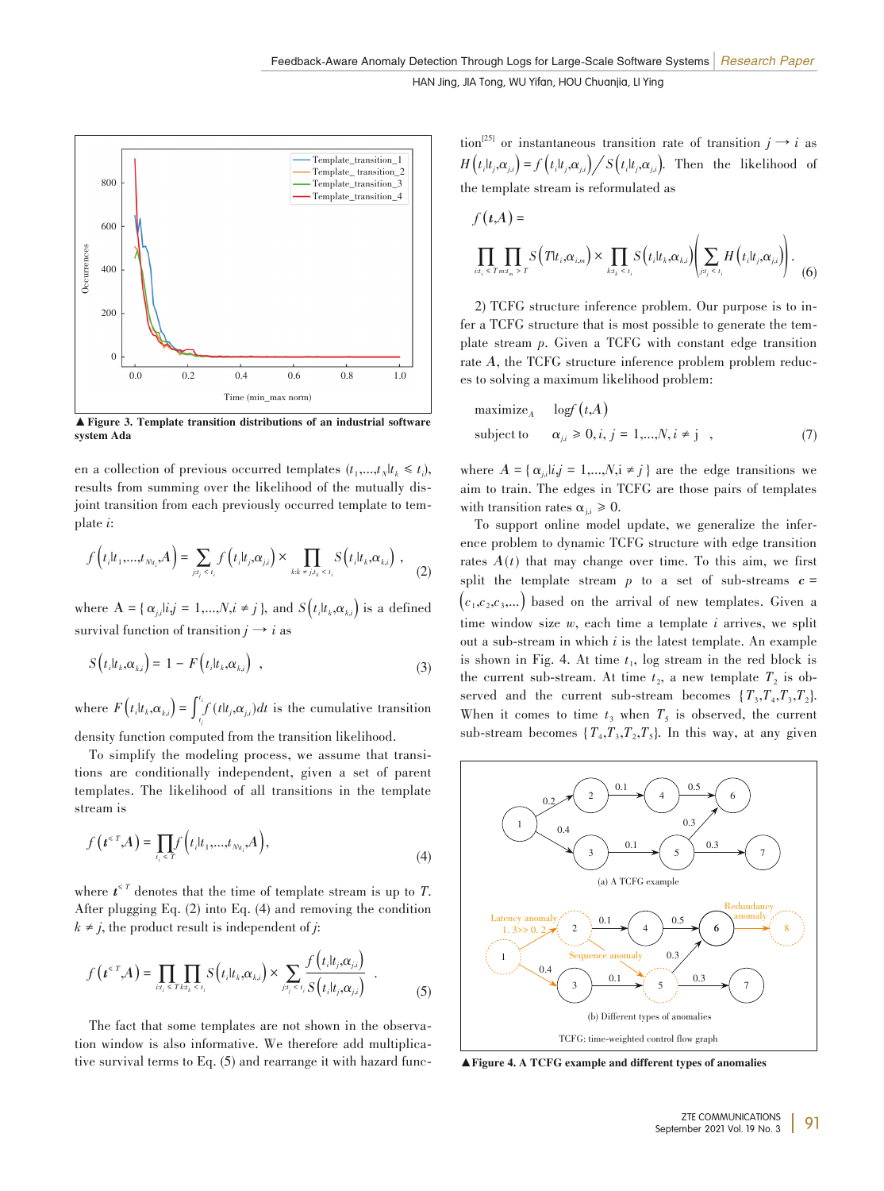▲ **Figure 3. Template transition distributions of an industrial software system Ada**

en a collection of previous occurred templates $(t_1,\ldots,t_N|t_k \leqslant t_i)$, results from summing over the likelihood of the mutually disjoint transition from each previously occurred template to template $i$:

$$f\left(t_i|t_1,\ldots,t_{N\backslash t_i},A\right)=\sum_{j:t_j<t_i} f\left(t_i|t_j,\alpha_{j,i}\right)\times\prod_{k:k\neq j,t_k<t_i} S\left(t_i|t_k,\alpha_{k,i}\right)\ , \tag{2}$$

where $A=\{\alpha_{j,i}|i,j=1,\ldots,N,i\neq j\}$, and $S\left(t_i|t_k,\alpha_{k,i}\right)$ is a defined survival function of transition $j\rightarrow i$ as

$$S\left(t_i|t_k,\alpha_{k,i}\right)=1-F\left(t_i|t_k,\alpha_{k,i}\right)\ , \tag{3}$$

where $F\left(t_i|t_k,\alpha_{k,i}\right)=\int_{t_j}^{t_i} f\left(t|t_j,\alpha_{j,i}\right)dt$ is the cumulative transition density function computed from the transition likelihood.

To simplify the modeling process, we assume that transitions are conditionally independent, given a set of parent templates. The likelihood of all transitions in the template stream is

$$f\left(\boldsymbol{t}^{\leqslant T},A\right)=\prod_{t_i\leqslant T} f\left(t_i|t_1,\ldots,t_{N\backslash t_i},A\right), \tag{4}$$

where $\boldsymbol{t}^{\leqslant T}$ denotes that the time of template stream is up to $T$. After plugging Eq. (2) into Eq. (4) and removing the condition $k\neq j$, the product result is independent of $j$:

$$f\left(\boldsymbol{t}^{\leqslant T},A\right)=\prod_{i:t_i\leqslant T}\prod_{k:t_k<t_i} S\left(t_i|t_k,\alpha_{k,i}\right)\times\sum_{j:t_j<t_i}\frac{f\left(t_i|t_j,\alpha_{j,i}\right)}{S\left(t_i|t_j,\alpha_{j,i}\right)}\ . \tag{5}$$

The fact that some templates are not shown in the observation window is also informative. We therefore add multiplicative survival terms to Eq. (5) and rearrange it with hazard function[25] or instantaneous transition rate of transition $j\rightarrow i$ as $H\left(t_i|t_j,\alpha_{j,i}\right)=f\left(t_i|t_j,\alpha_{j,i}\right)\big/S\left(t_i|t_j,\alpha_{j,i}\right)$. Then the likelihood of the template stream is reformulated as

$$f\left(\boldsymbol{t},A\right)=\prod_{i:t_i\leqslant T}\prod_{m:t_m>T} S\left(T|t_i,\alpha_{i,m}\right)\times\prod_{k:t_k<t_i} S\left(t_i|t_k,\alpha_{k,i}\right)\left(\sum_{j:t_j<t_i} H\left(t_i|t_j,\alpha_{j,i}\right)\right). \tag{6}$$

2) TCFG structure inference problem. Our purpose is to infer a TCFG structure that is most possible to generate the template stream $p$. Given a TCFG with constant edge transition rate $A$, the TCFG structure inference problem problem reduces to solving a maximum likelihood problem:

$$\begin{aligned}&\text{maximize}_A \quad \log f\left(t,A\right)\\&\text{subject to} \quad \alpha_{j,i}\geqslant 0, i,\ j=1,\ldots,N, i\neq j\ \ ,\end{aligned} \tag{7}$$

where $A=\{\alpha_{j,i}|i,j=1,\ldots,N,i\neq j\}$ are the edge transitions we aim to train. The edges in TCFG are those pairs of templates with transition rates $\alpha_{j,i}\geqslant 0$.

To support online model update, we generalize the inference problem to dynamic TCFG structure with edge transition rates $A(t)$ that may change over time. To this aim, we first split the template stream $p$ to a set of sub-streams $\boldsymbol{c}=\left(c_1,c_2,c_3,\ldots\right)$ based on the arrival of new templates. Given a time window size $w$, each time a template $i$ arrives, we split out a sub-stream in which $i$ is the latest template. An example is shown in Fig. 4. At time $t_1$, log stream in the red block is the current sub-stream. At time $t_2$, a new template $T_2$ is observed and the current sub-stream becomes $\{T_3,T_4,T_3,T_2\}$. When it comes to time $t_3$ when $T_5$ is observed, the current sub-stream becomes $\{T_4,T_3,T_2,T_5\}$. In this way, at any given

TCFG: time-weighted control flow graph

▲**Figure 4. A TCFG example and different types of anomalies**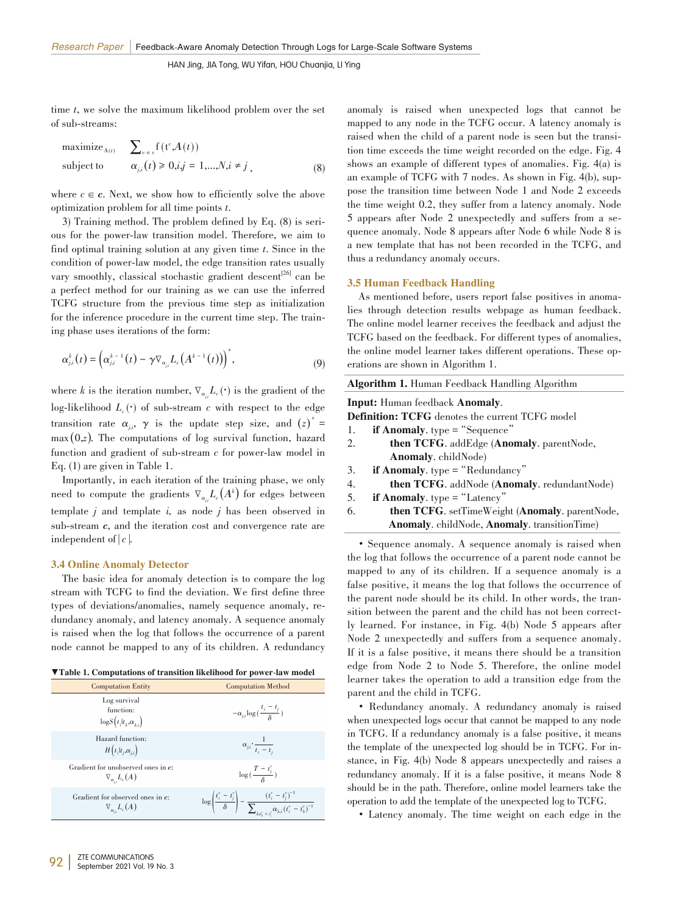time $t$, we solve the maximum likelihood problem over the set of sub-streams:

$$\begin{aligned} &\text{maximize}_{A(t)} \quad \sum_{c \in \boldsymbol{c}} f(t^c, A(t)) \\ &\text{subject to} \quad \alpha_{j,i}(t) \geq 0, i,j = 1,\dots,N, i \neq j, \end{aligned} \tag{8}$$

where $c \in \boldsymbol{c}$. Next, we show how to efficiently solve the above optimization problem for all time points $t$.

3) Training method. The problem defined by Eq. (8) is serious for the power-law transition model. Therefore, we aim to find optimal training solution at any given time $t$. Since in the condition of power-law model, the edge transition rates usually vary smoothly, classical stochastic gradient descent[26] can be a perfect method for our training as we can use the inferred TCFG structure from the previous time step as initialization for the inference procedure in the current time step. The training phase uses iterations of the form:

$$\alpha_{j,i}^{k}(t) = \left(\alpha_{j,i}^{k-1}(t) - \gamma \nabla_{\alpha_{j,i}} L_c\left(A^{k-1}(t)\right)\right)^{+}, \tag{9}$$

where $k$ is the iteration number, $\nabla_{\alpha_{j,i}} L_c(\cdot)$ is the gradient of the log-likelihood $L_c(\cdot)$ of sub-stream $c$ with respect to the edge transition rate $\alpha_{j,i}$, $\gamma$ is the update step size, and $(z)^{+} = \max(0,z)$. The computations of log survival function, hazard function and gradient of sub-stream $c$ for power-law model in Eq. (1) are given in Table 1.

Importantly, in each iteration of the training phase, we only need to compute the gradients $\nabla_{\alpha_{j,i}} L_c\left(A^k\right)$ for edges between template $j$ and template $i$, as node $j$ has been observed in sub-stream $\boldsymbol{c}$, and the iteration cost and convergence rate are independent of $|c|$.

### 3.4 Online Anomaly Detector

The basic idea for anomaly detection is to compare the log stream with TCFG to find the deviation. We first define three types of deviations/anomalies, namely sequence anomaly, redundancy anomaly, and latency anomaly. A sequence anomaly is raised when the log that follows the occurrence of a parent node cannot be mapped to any of its children. A redundancy anomaly is raised when unexpected logs that cannot be mapped to any node in the TCFG occur. A latency anomaly is raised when the child of a parent node is seen but the transition time exceeds the time weight recorded on the edge. Fig. 4 shows an example of different types of anomalies. Fig. 4(a) is an example of TCFG with 7 nodes. As shown in Fig. 4(b), suppose the transition time between Node 1 and Node 2 exceeds the time weight 0.2, they suffer from a latency anomaly. Node 5 appears after Node 2 unexpectedly and suffers from a sequence anomaly. Node 8 appears after Node 6 while Node 8 is a new template that has not been recorded in the TCFG, and thus a redundancy anomaly occurs.

**▼Table 1. Computations of transition likelihood for power-law model**

| Computation Entity | Computation Method |
|---|---|
| Log survival function: $\log S\left(t_i \mid t_k, \alpha_{k,i}\right)$ | $-\alpha_{j,i} \log\left(\frac{t_i - t_j}{\delta}\right)$ |
| Hazard function: $H\left(t_i \mid t_j, \alpha_{j,i}\right)$ | $\alpha_{j,i} \cdot \frac{1}{t_i - t_j}$ |
| Gradient for unobserved ones in $\boldsymbol{c}$: $\nabla_{\alpha_{j,i}} L_c(A)$ | $\log\left(\frac{T - t_j^c}{\delta}\right)$ |
| Gradient for observed ones in $\boldsymbol{c}$: $\nabla_{\alpha_{j,i}} L_c(A)$ | $\log\left(\frac{t_i^c - t_j^c}{\delta}\right) - \frac{\left(t_i^c - t_j^c\right)^{-1}}{\sum_{k:t_k^c < t_i^c} \alpha_{k,i}\left(t_i^c - t_k^c\right)^{-1}}$ |

### 3.5 Human Feedback Handling

As mentioned before, users report false positives in anomalies through detection results webpage as human feedback. The online model learner receives the feedback and adjust the TCFG based on the feedback. For different types of anomalies, the online model learner takes different operations. These operations are shown in Algorithm 1.

**Algorithm 1.** Human Feedback Handling Algorithm

**Input:** Human feedback **Anomaly**.
**Definition: TCFG** denotes the current TCFG model
1. **if Anomaly**. type = "Sequence"
2. **then TCFG**. addEdge (**Anomaly**. parentNode, **Anomaly**. childNode)
3. **if Anomaly**. type = "Redundancy"
4. **then TCFG**. addNode (**Anomaly**. redundantNode)
5. **if Anomaly**. type = "Latency"
6. **then TCFG**. setTimeWeight (**Anomaly**. parentNode, **Anomaly**. childNode, **Anomaly**. transitionTime)

• Sequence anomaly. A sequence anomaly is raised when the log that follows the occurrence of a parent node cannot be mapped to any of its children. If a sequence anomaly is a false positive, it means the log that follows the occurrence of the parent node should be its child. In other words, the transition between the parent and the child has not been correctly learned. For instance, in Fig. 4(b) Node 5 appears after Node 2 unexpectedly and suffers from a sequence anomaly. If it is a false positive, it means there should be a transition edge from Node 2 to Node 5. Therefore, the online model learner takes the operation to add a transition edge from the parent and the child in TCFG.

• Redundancy anomaly. A redundancy anomaly is raised when unexpected logs occur that cannot be mapped to any node in TCFG. If a redundancy anomaly is a false positive, it means the template of the unexpected log should be in TCFG. For instance, in Fig. 4(b) Node 8 appears unexpectedly and raises a redundancy anomaly. If it is a false positive, it means Node 8 should be in the path. Therefore, online model learners take the operation to add the template of the unexpected log to TCFG.

• Latency anomaly. The time weight on each edge in the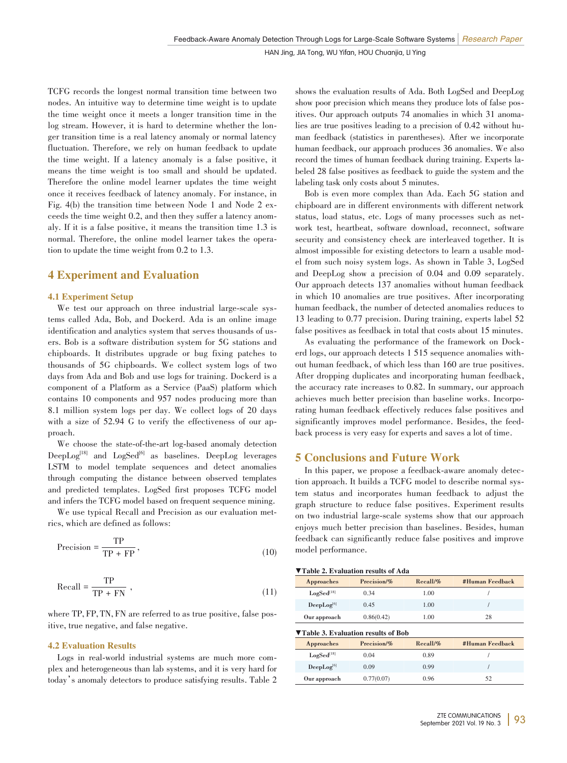TCFG records the longest normal transition time between two nodes. An intuitive way to determine time weight is to update the time weight once it meets a longer transition time in the log stream. However, it is hard to determine whether the longer transition time is a real latency anomaly or normal latency fluctuation. Therefore, we rely on human feedback to update the time weight. If a latency anomaly is a false positive, it means the time weight is too small and should be updated. Therefore the online model learner updates the time weight once it receives feedback of latency anomaly. For instance, in Fig. 4(b) the transition time between Node 1 and Node 2 exceeds the time weight 0.2, and then they suffer a latency anomaly. If it is a false positive, it means the transition time 1.3 is normal. Therefore, the online model learner takes the operation to update the time weight from 0.2 to 1.3.

## 4 Experiment and Evaluation

### 4.1 Experiment Setup

We test our approach on three industrial large-scale systems called Ada, Bob, and Dockerd. Ada is an online image identification and analytics system that serves thousands of users. Bob is a software distribution system for 5G stations and chipboards. It distributes upgrade or bug fixing patches to thousands of 5G chipboards. We collect system logs of two days from Ada and Bob and use logs for training. Dockerd is a component of a Platform as a Service (PaaS) platform which contains 10 components and 957 nodes producing more than 8.1 million system logs per day. We collect logs of 20 days with a size of 52.94 G to verify the effectiveness of our approach.

We choose the state-of-the-art log-based anomaly detection DeepLog[18] and LogSed[6] as baselines. DeepLog leverages LSTM to model template sequences and detect anomalies through computing the distance between observed templates and predicted templates. LogSed first proposes TCFG model and infers the TCFG model based on frequent sequence mining.

We use typical Recall and Precision as our evaluation metrics, which are defined as follows:

$$\text{Precision} = \frac{\text{TP}}{\text{TP} + \text{FP}}, \tag{10}$$

$$\text{Recall} = \frac{\text{TP}}{\text{TP} + \text{FN}}, \tag{11}$$

where TP, FP, TN, FN are referred to as true positive, false positive, true negative, and false negative.

### 4.2 Evaluation Results

Logs in real-world industrial systems are much more complex and heterogeneous than lab systems, and it is very hard for today's anomaly detectors to produce satisfying results. Table 2 shows the evaluation results of Ada. Both LogSed and DeepLog show poor precision which means they produce lots of false positives. Our approach outputs 74 anomalies in which 31 anomalies are true positives leading to a precision of 0.42 without human feedback (statistics in parentheses). After we incorporate human feedback, our approach produces 36 anomalies. We also record the times of human feedback during training. Experts labeled 28 false positives as feedback to guide the system and the labeling task only costs about 5 minutes.

Bob is even more complex than Ada. Each 5G station and chipboard are in different environments with different network status, load status, etc. Logs of many processes such as network test, heartbeat, software download, reconnect, software security and consistency check are interleaved together. It is almost impossible for existing detectors to learn a usable model from such noisy system logs. As shown in Table 3, LogSed and DeepLog show a precision of 0.04 and 0.09 separately. Our approach detects 137 anomalies without human feedback in which 10 anomalies are true positives. After incorporating human feedback, the number of detected anomalies reduces to 13 leading to 0.77 precision. During training, experts label 52 false positives as feedback in total that costs about 15 minutes.

As evaluating the performance of the framework on Dockerd logs, our approach detects 1 515 sequence anomalies without human feedback, of which less than 160 are true positives. After dropping duplicates and incorporating human feedback, the accuracy rate increases to 0.82. In summary, our approach achieves much better precision than baseline works. Incorporating human feedback effectively reduces false positives and significantly improves model performance. Besides, the feedback process is very easy for experts and saves a lot of time.

## 5 Conclusions and Future Work

In this paper, we propose a feedback-aware anomaly detection approach. It builds a TCFG model to describe normal system status and incorporates human feedback to adjust the graph structure to reduce false positives. Experiment results on two industrial large-scale systems show that our approach enjoys much better precision than baselines. Besides, human feedback can significantly reduce false positives and improve model performance.

▼Table 2. Evaluation results of Ada

| Approaches | Precision/% | Recall/% | #Human Feedback |
|---|---|---|---|
| LogSed[18] | 0.34 | 1.00 | / |
| DeepLog[6] | 0.45 | 1.00 | / |
| Our approach | 0.86(0.42) | 1.00 | 28 |

▼Table 3. Evaluation results of Bob

| Approaches | Precision/% | Recall/% | #Human Feedback |
|---|---|---|---|
| LogSed[18] | 0.04 | 0.89 | / |
| DeepLog[6] | 0.09 | 0.99 | / |
| Our approach | 0.77(0.07) | 0.96 | 52 |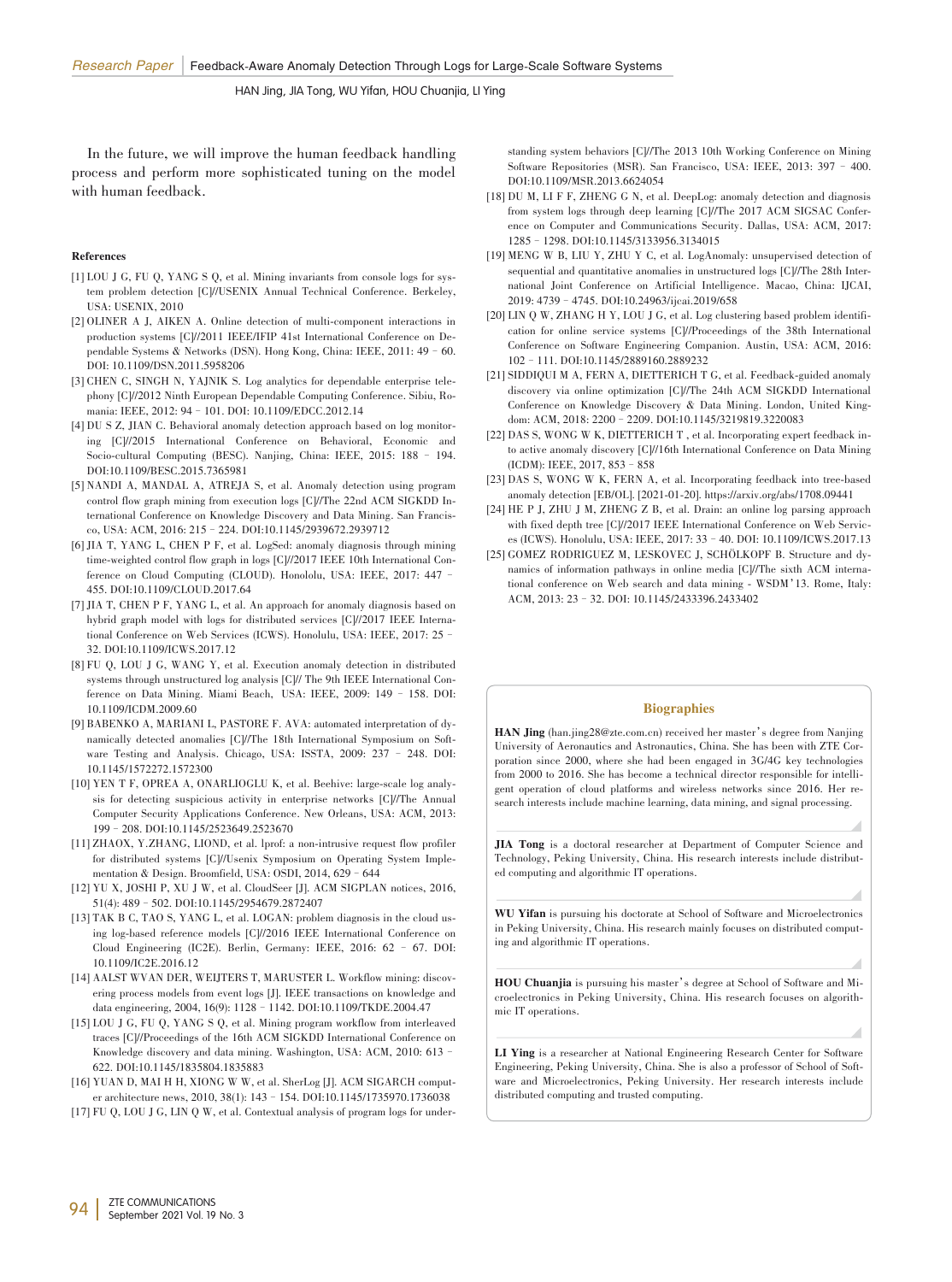In the future, we will improve the human feedback handling process and perform more sophisticated tuning on the model with human feedback.

#### References

[1] LOU J G, FU Q, YANG S Q, et al. Mining invariants from console logs for system problem detection [C]//USENIX Annual Technical Conference. Berkeley, USA: USENIX, 2010

[2] OLINER A J, AIKEN A. Online detection of multi-component interactions in production systems [C]//2011 IEEE/IFIP 41st International Conference on Dependable Systems & Networks (DSN). Hong Kong, China: IEEE, 2011: 49 – 60. DOI: 10.1109/DSN.2011.5958206

[3] CHEN C, SINGH N, YAJNIK S. Log analytics for dependable enterprise telephony [C]//2012 Ninth European Dependable Computing Conference. Sibiu, Romania: IEEE, 2012: 94 – 101. DOI: 10.1109/EDCC.2012.14

[4] DU S Z, JIAN C. Behavioral anomaly detection approach based on log monitoring [C]//2015 International Conference on Behavioral, Economic and Socio-cultural Computing (BESC). Nanjing, China: IEEE, 2015: 188 – 194. DOI:10.1109/BESC.2015.7365981

[5] NANDI A, MANDAL A, ATREJA S, et al. Anomaly detection using program control flow graph mining from execution logs [C]//The 22nd ACM SIGKDD International Conference on Knowledge Discovery and Data Mining. San Francisco, USA: ACM, 2016: 215 – 224. DOI:10.1145/2939672.2939712

[6] JIA T, YANG L, CHEN P F, et al. LogSed: anomaly diagnosis through mining time-weighted control flow graph in logs [C]//2017 IEEE 10th International Conference on Cloud Computing (CLOUD). Honolulu, USA: IEEE, 2017: 447 – 455. DOI:10.1109/CLOUD.2017.64

[7] JIA T, CHEN P F, YANG L, et al. An approach for anomaly diagnosis based on hybrid graph model with logs for distributed services [C]//2017 IEEE International Conference on Web Services (ICWS). Honolulu, USA: IEEE, 2017: 25 – 32. DOI:10.1109/ICWS.2017.12

[8] FU Q, LOU J G, WANG Y, et al. Execution anomaly detection in distributed systems through unstructured log analysis [C]// The 9th IEEE International Conference on Data Mining. Miami Beach, USA: IEEE, 2009: 149 – 158. DOI: 10.1109/ICDM.2009.60

[9] BABENKO A, MARIANI L, PASTORE F. AVA: automated interpretation of dynamically detected anomalies [C]//The 18th International Symposium on Software Testing and Analysis. Chicago, USA: ISSTA, 2009: 237 – 248. DOI: 10.1145/1572272.1572300

[10] YEN T F, OPREA A, ONARLIOGLU K, et al. Beehive: large-scale log analysis for detecting suspicious activity in enterprise networks [C]//The Annual Computer Security Applications Conference. New Orleans, USA: ACM, 2013: 199 – 208. DOI:10.1145/2523649.2523670

[11] ZHAOX, Y.ZHANG, LIOND, et al. lprof: a non-intrusive request flow profiler for distributed systems [C]//Usenix Symposium on Operating System Implementation & Design. Broomfield, USA: OSDI, 2014, 629 – 644

[12] YU X, JOSHI P, XU J W, et al. CloudSeer [J]. ACM SIGPLAN notices, 2016, 51(4): 489 – 502. DOI:10.1145/2954679.2872407

[13] TAK B C, TAO S, YANG L, et al. LOGAN: problem diagnosis in the cloud using log-based reference models [C]//2016 IEEE International Conference on Cloud Engineering (IC2E). Berlin, Germany: IEEE, 2016: 62 – 67. DOI: 10.1109/IC2E.2016.12

[14] AALST WVAN DER, WEIJTERS T, MARUSTER L. Workflow mining: discovering process models from event logs [J]. IEEE transactions on knowledge and data engineering, 2004, 16(9): 1128 – 1142. DOI:10.1109/TKDE.2004.47

[15] LOU J G, FU Q, YANG S Q, et al. Mining program workflow from interleaved traces [C]//Proceedings of the 16th ACM SIGKDD International Conference on Knowledge discovery and Data mining. Washington, USA: ACM, 2010: 613 – 622. DOI:10.1145/1835804.1835883

[16] YUAN D, MAI H H, XIONG W W, et al. SherLog [J]. ACM SIGARCH computer architecture news, 2010, 38(1): 143 – 154. DOI:10.1145/1735970.1736038

[17] FU Q, LOU J G, LIN Q W, et al. Contextual analysis of program logs for understanding system behaviors [C]//The 2013 10th Working Conference on Mining Software Repositories (MSR). San Francisco, USA: IEEE, 2013: 397 – 400. DOI:10.1109/MSR.2013.6624054

[18] DU M, LI F F, ZHENG G N, et al. DeepLog: anomaly detection and diagnosis from system logs through deep learning [C]//The 2017 ACM SIGSAC Conference on Computer and Communications Security. Dallas, USA: ACM, 2017: 1285 – 1298. DOI:10.1145/3133956.3134015

[19] MENG W B, LIU Y, ZHU Y C, et al. LogAnomaly: unsupervised detection of sequential and quantitative anomalies in unstructured logs [C]//The 28th International Joint Conference on Artificial Intelligence. Macao, China: IJCAI, 2019: 4739 – 4745. DOI: 10.24963/ijcai.2019/658

[20] LIN Q W, ZHANG H Y, LOU J G, et al. Log clustering based problem identification for online service systems [C]//Proceedings of the 38th International Conference on Software Engineering Companion. Austin, USA: ACM, 2016: 102 – 111. DOI:10.1145/2889160.2889232

[21] SIDDIQUI M A, FERN A, DIETTERICH T G, et al. Feedback-guided anomaly discovery via online optimization [C]//The 24th ACM SIGKDD International Conference on Knowledge Discovery & Data Mining. London, United Kingdom: ACM, 2018: 2200 – 2209. DOI:10.1145/3219819.3220083

[22] DAS S, WONG W K, DIETTERICH T , et al. Incorporating expert feedback into active anomaly discovery [C]//16th International Conference on Data Mining (ICDM): IEEE, 2017, 853 – 858

[23] DAS S, WONG W K, FERN A, et al. Incorporating feedback into tree-based anomaly detection [EB/OL]. [2021-01-20]. https://arxiv.org/abs/1708.09441

[24] HE P J, ZHU J M, ZHENG Z B, et al. Drain: an online log parsing approach with fixed depth tree [C]//2017 IEEE International Conference on Web Services (ICWS). Honolulu, USA: IEEE, 2017: 33 – 40. DOI: 10.1109/ICWS.2017.13

[25] GOMEZ RODRIGUEZ M, LESKOVEC J, SCHÖLKOPF B. Structure and dynamics of information pathways in online media [C]//The sixth ACM international conference on Web search and data mining - WSDM'13. Rome, Italy: ACM, 2013: 23 – 32. DOI: 10.1145/2433396.2433402

#### Biographies

**HAN Jing** (han.jing28@zte.com.cn) received her master's degree from Nanjing University of Aeronautics and Astronautics, China. She has been with ZTE Corporation since 2000, where she had been engaged in 3G/4G key technologies from 2000 to 2016. She has become a technical director responsible for intelligent operation of cloud platforms and wireless networks since 2016. Her research interests include machine learning, data mining, and signal processing.

**JIA Tong** is a doctoral researcher at Department of Computer Science and Technology, Peking University, China. His research interests include distributed computing and algorithmic IT operations.

**WU Yifan** is pursuing his doctorate at School of Software and Microelectronics in Peking University, China. His research mainly focuses on distributed computing and algorithmic IT operations.

**HOU Chuanjia** is pursuing his master's degree at School of Software and Microelectronics in Peking University, China. His research focuses on algorithmic IT operations.

**LI Ying** is a researcher at National Engineering Research Center for Software Engineering, Peking University, China. She is also a professor of School of Software and Microelectronics, Peking University. Her research interests include distributed computing and trusted computing.